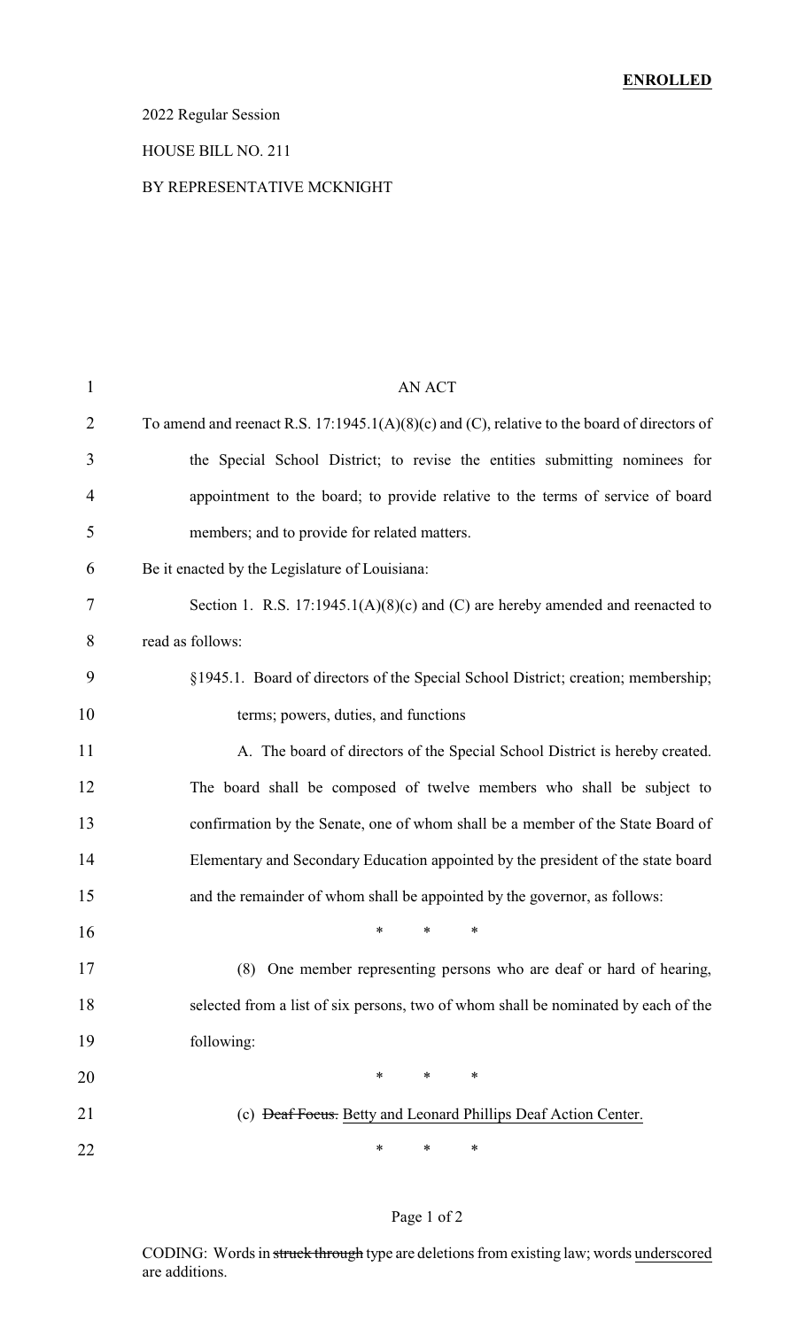**ENROLLED**

2022 Regular Session

HOUSE BILL NO. 211

BY REPRESENTATIVE MCKNIGHT

AN ACT

To amend and reenact R.S. 17:1945.1(A)(8)(c) and (C), relative to the board of directors of the Special School District; to revise the entities submitting nominees for appointment to the board; to provide relative to the terms of service of board members; and to provide for related matters.

Be it enacted by the Legislature of Louisiana:

Section 1. R.S. 17:1945.1(A)(8)(c) and (C) are hereby amended and reenacted to read as follows:

§1945.1. Board of directors of the Special School District; creation; membership; terms; powers, duties, and functions

A. The board of directors of the Special School District is hereby created. The board shall be composed of twelve members who shall be subject to confirmation by the Senate, one of whom shall be a member of the State Board of Elementary and Secondary Education appointed by the president of the state board and the remainder of whom shall be appointed by the governor, as follows:

\* \* \*

(8) One member representing persons who are deaf or hard of hearing, selected from a list of six persons, two of whom shall be nominated by each of the following:

\* \* \*

(c) ~~Deaf Focus.~~ <u>Betty and Leonard Phillips Deaf Action Center.</u>

\* \* \*

CODING: Words in ~~struck through~~ type are deletions from existing law; words <u>underscored</u> are additions.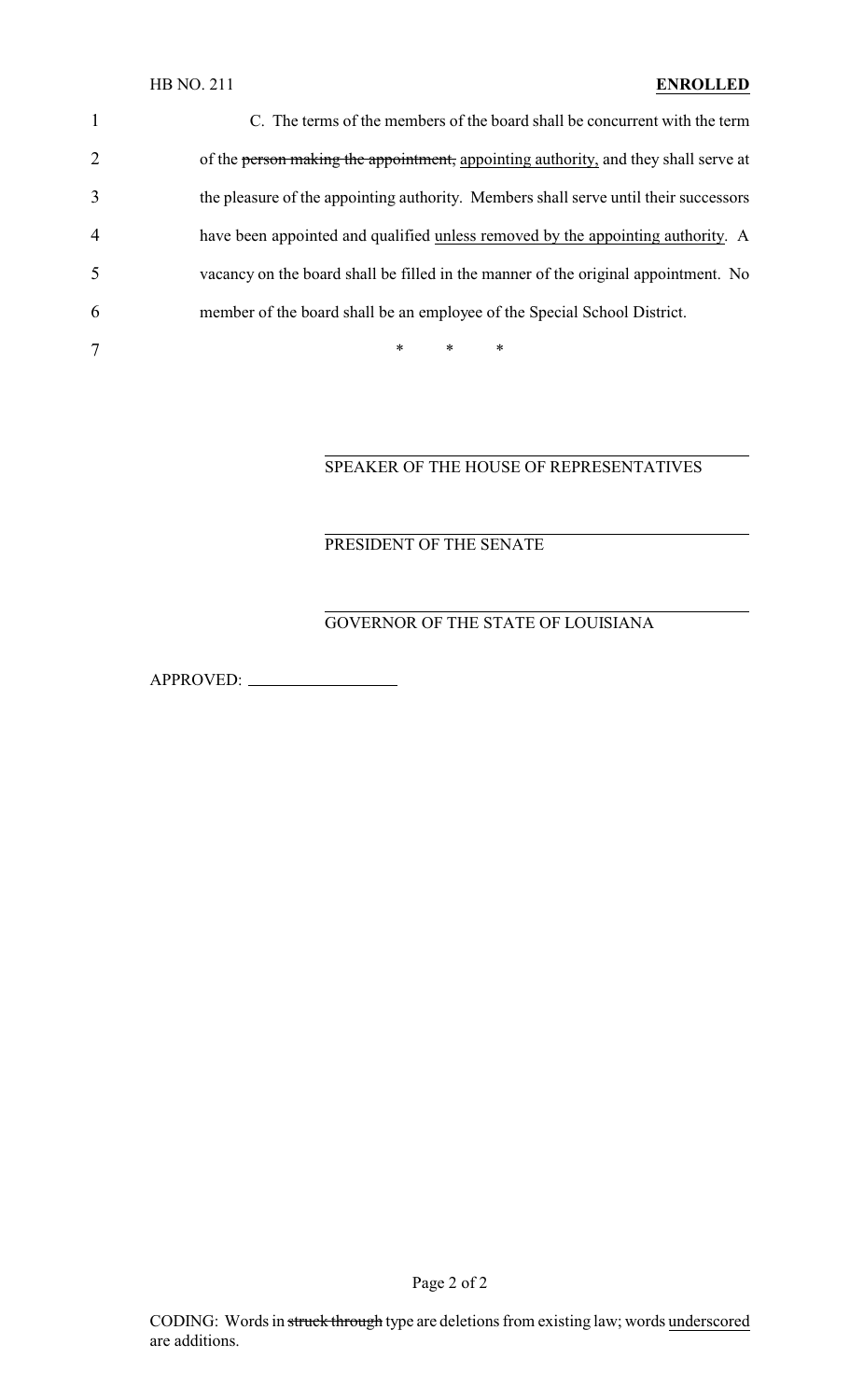C. The terms of the members of the board shall be concurrent with the term of the ~~person making the appointment,~~ appointing authority, and they shall serve at the pleasure of the appointing authority. Members shall serve until their successors have been appointed and qualified unless removed by the appointing authority. A vacancy on the board shall be filled in the manner of the original appointment. No member of the board shall be an employee of the Special School District.

\* \* \*

SPEAKER OF THE HOUSE OF REPRESENTATIVES

PRESIDENT OF THE SENATE

GOVERNOR OF THE STATE OF LOUISIANA

APPROVED: \_\_\_\_\_\_\_\_\_\_\_\_\_\_\_\_\_\_

CODING: Words in ~~struck through~~ type are deletions from existing law; words underscored are additions.